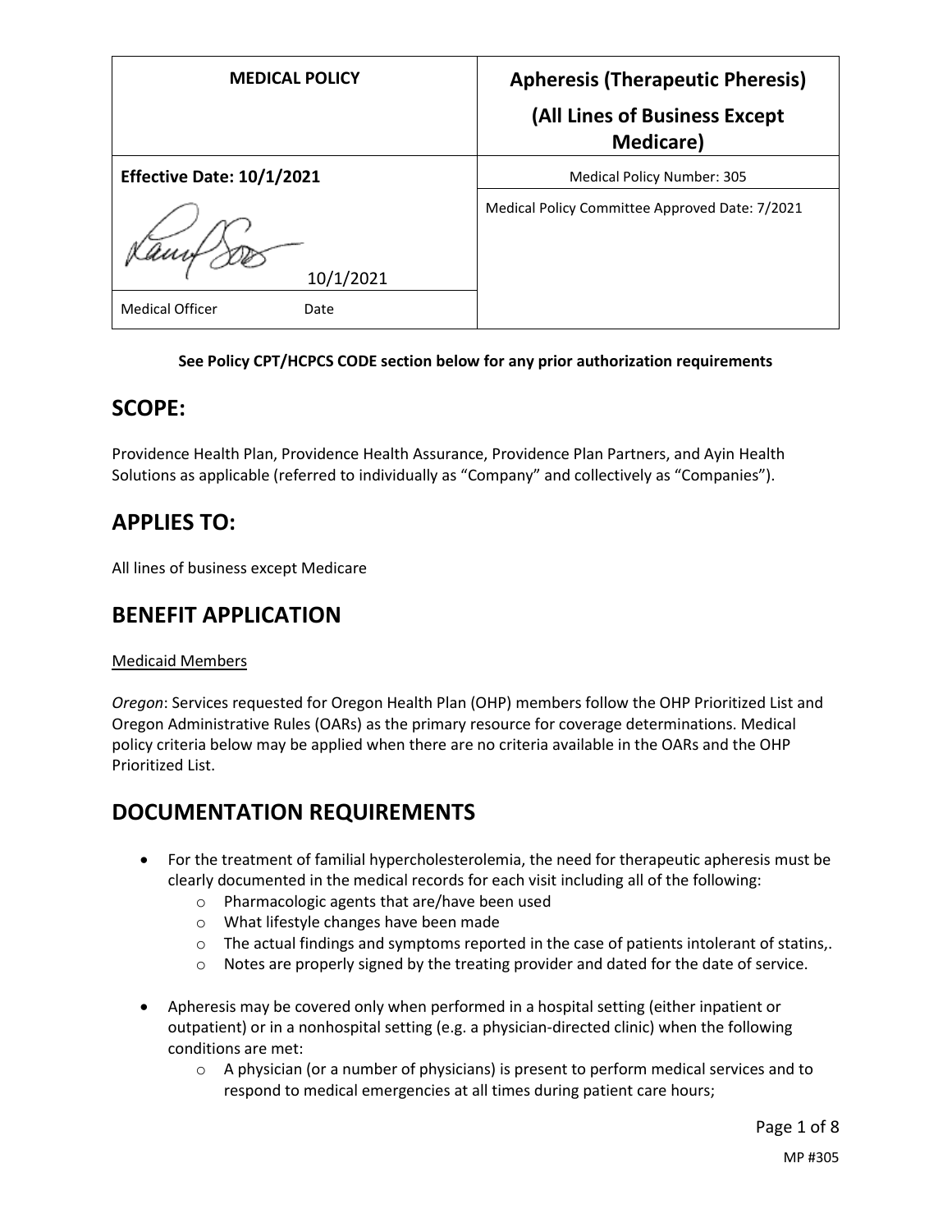| MEDICAL POLICY | Apheresis (Therapeutic Pheresis) (All Lines of Business Except Medicare) |
|---|---|
| **Effective Date: 10/1/2021** | Medical Policy Number: 305 |
| 10/1/2021 | Medical Policy Committee Approved Date: 7/2021 |
| Medical Officer Date | |

**See Policy CPT/HCPCS CODE section below for any prior authorization requirements**

## SCOPE:

Providence Health Plan, Providence Health Assurance, Providence Plan Partners, and Ayin Health Solutions as applicable (referred to individually as "Company" and collectively as "Companies").

## APPLIES TO:

All lines of business except Medicare

## BENEFIT APPLICATION

Medicaid Members

*Oregon*: Services requested for Oregon Health Plan (OHP) members follow the OHP Prioritized List and Oregon Administrative Rules (OARs) as the primary resource for coverage determinations. Medical policy criteria below may be applied when there are no criteria available in the OARs and the OHP Prioritized List.

## DOCUMENTATION REQUIREMENTS

- For the treatment of familial hypercholesterolemia, the need for therapeutic apheresis must be clearly documented in the medical records for each visit including all of the following:
  - Pharmacologic agents that are/have been used
  - What lifestyle changes have been made
  - The actual findings and symptoms reported in the case of patients intolerant of statins,.
  - Notes are properly signed by the treating provider and dated for the date of service.
- Apheresis may be covered only when performed in a hospital setting (either inpatient or outpatient) or in a nonhospital setting (e.g. a physician-directed clinic) when the following conditions are met:
  - A physician (or a number of physicians) is present to perform medical services and to respond to medical emergencies at all times during patient care hours;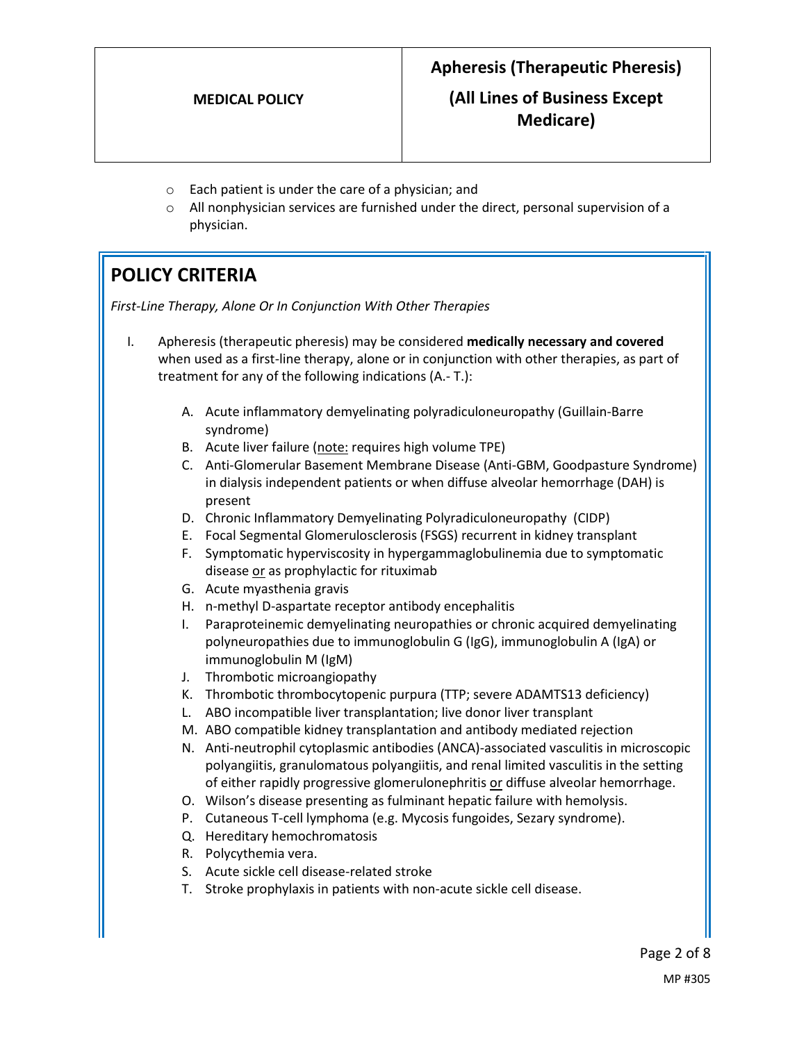- Each patient is under the care of a physician; and
- All nonphysician services are furnished under the direct, personal supervision of a physician.

## POLICY CRITERIA

*First-Line Therapy, Alone Or In Conjunction With Other Therapies*

I. Apheresis (therapeutic pheresis) may be considered **medically necessary and covered** when used as a first-line therapy, alone or in conjunction with other therapies, as part of treatment for any of the following indications (A.- T.):

   A. Acute inflammatory demyelinating polyradiculoneuropathy (Guillain-Barre syndrome)
   B. Acute liver failure (note: requires high volume TPE)
   C. Anti-Glomerular Basement Membrane Disease (Anti-GBM, Goodpasture Syndrome) in dialysis independent patients or when diffuse alveolar hemorrhage (DAH) is present
   D. Chronic Inflammatory Demyelinating Polyradiculoneuropathy (CIDP)
   E. Focal Segmental Glomerulosclerosis (FSGS) recurrent in kidney transplant
   F. Symptomatic hyperviscosity in hypergammaglobulinemia due to symptomatic disease or as prophylactic for rituximab
   G. Acute myasthenia gravis
   H. n-methyl D-aspartate receptor antibody encephalitis
   I. Paraproteinemic demyelinating neuropathies or chronic acquired demyelinating polyneuropathies due to immunoglobulin G (IgG), immunoglobulin A (IgA) or immunoglobulin M (IgM)
   J. Thrombotic microangiopathy
   K. Thrombotic thrombocytopenic purpura (TTP; severe ADAMTS13 deficiency)
   L. ABO incompatible liver transplantation; live donor liver transplant
   M. ABO compatible kidney transplantation and antibody mediated rejection
   N. Anti-neutrophil cytoplasmic antibodies (ANCA)-associated vasculitis in microscopic polyangiitis, granulomatous polyangiitis, and renal limited vasculitis in the setting of either rapidly progressive glomerulonephritis or diffuse alveolar hemorrhage.
   O. Wilson's disease presenting as fulminant hepatic failure with hemolysis.
   P. Cutaneous T-cell lymphoma (e.g. Mycosis fungoides, Sezary syndrome).
   Q. Hereditary hemochromatosis
   R. Polycythemia vera.
   S. Acute sickle cell disease-related stroke
   T. Stroke prophylaxis in patients with non-acute sickle cell disease.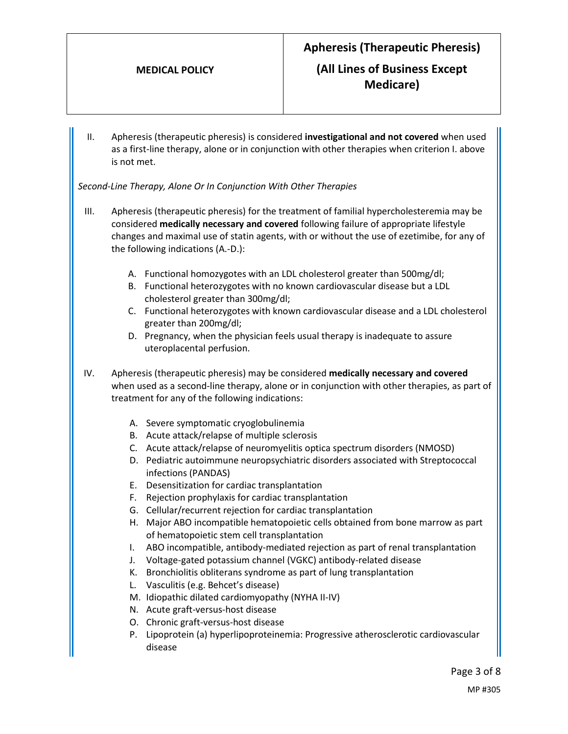II. Apheresis (therapeutic pheresis) is considered **investigational and not covered** when used as a first-line therapy, alone or in conjunction with other therapies when criterion I. above is not met.

*Second-Line Therapy, Alone Or In Conjunction With Other Therapies*

III. Apheresis (therapeutic pheresis) for the treatment of familial hypercholesteremia may be considered **medically necessary and covered** following failure of appropriate lifestyle changes and maximal use of statin agents, with or without the use of ezetimibe, for any of the following indications (A.-D.):

   A. Functional homozygotes with an LDL cholesterol greater than 500mg/dl;
   B. Functional heterozygotes with no known cardiovascular disease but a LDL cholesterol greater than 300mg/dl;
   C. Functional heterozygotes with known cardiovascular disease and a LDL cholesterol greater than 200mg/dl;
   D. Pregnancy, when the physician feels usual therapy is inadequate to assure uteroplacental perfusion.

IV. Apheresis (therapeutic pheresis) may be considered **medically necessary and covered** when used as a second-line therapy, alone or in conjunction with other therapies, as part of treatment for any of the following indications:

   A. Severe symptomatic cryoglobulinemia
   B. Acute attack/relapse of multiple sclerosis
   C. Acute attack/relapse of neuromyelitis optica spectrum disorders (NMOSD)
   D. Pediatric autoimmune neuropsychiatric disorders associated with Streptococcal infections (PANDAS)
   E. Desensitization for cardiac transplantation
   F. Rejection prophylaxis for cardiac transplantation
   G. Cellular/recurrent rejection for cardiac transplantation
   H. Major ABO incompatible hematopoietic cells obtained from bone marrow as part of hematopoietic stem cell transplantation
   I. ABO incompatible, antibody-mediated rejection as part of renal transplantation
   J. Voltage-gated potassium channel (VGKC) antibody-related disease
   K. Bronchiolitis obliterans syndrome as part of lung transplantation
   L. Vasculitis (e.g. Behcet's disease)
   M. Idiopathic dilated cardiomyopathy (NYHA II-IV)
   N. Acute graft-versus-host disease
   O. Chronic graft-versus-host disease
   P. Lipoprotein (a) hyperlipoproteinemia: Progressive atherosclerotic cardiovascular disease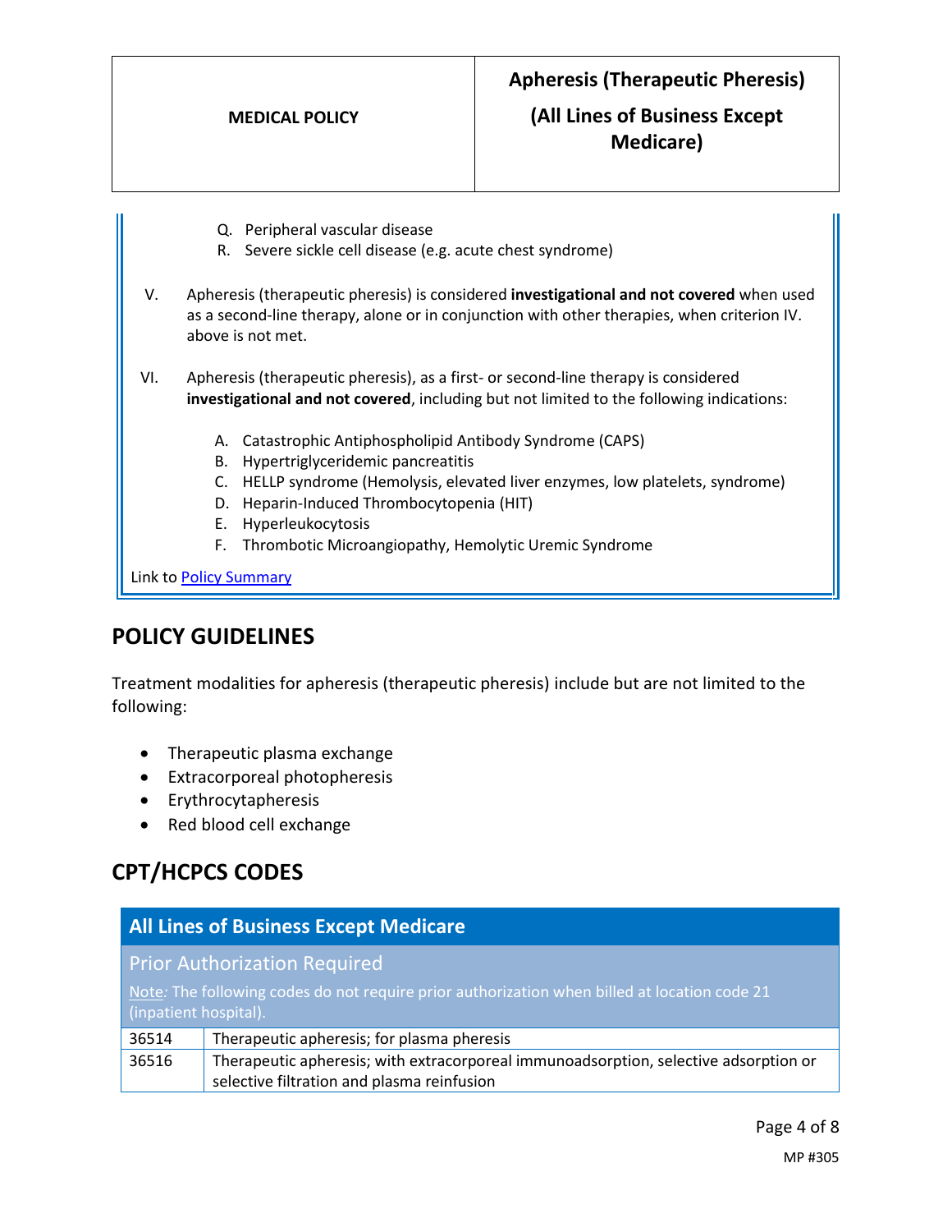Q. Peripheral vascular disease
R. Severe sickle cell disease (e.g. acute chest syndrome)

V. Apheresis (therapeutic pheresis) is considered **investigational and not covered** when used as a second-line therapy, alone or in conjunction with other therapies, when criterion IV. above is not met.

VI. Apheresis (therapeutic pheresis), as a first- or second-line therapy is considered **investigational and not covered**, including but not limited to the following indications:

A. Catastrophic Antiphospholipid Antibody Syndrome (CAPS)
B. Hypertriglyceridemic pancreatitis
C. HELLP syndrome (Hemolysis, elevated liver enzymes, low platelets, syndrome)
D. Heparin-Induced Thrombocytopenia (HIT)
E. Hyperleukocytosis
F. Thrombotic Microangiopathy, Hemolytic Uremic Syndrome

Link to Policy Summary

## POLICY GUIDELINES

Treatment modalities for apheresis (therapeutic pheresis) include but are not limited to the following:

- Therapeutic plasma exchange
- Extracorporeal photopheresis
- Erythrocytapheresis
- Red blood cell exchange

## CPT/HCPCS CODES

| All Lines of Business Except Medicare | |
|---|---|
| **Prior Authorization Required**<br>Note: The following codes do not require prior authorization when billed at location code 21 (inpatient hospital). | |
| 36514 | Therapeutic apheresis; for plasma pheresis |
| 36516 | Therapeutic apheresis; with extracorporeal immunoadsorption, selective adsorption or selective filtration and plasma reinfusion |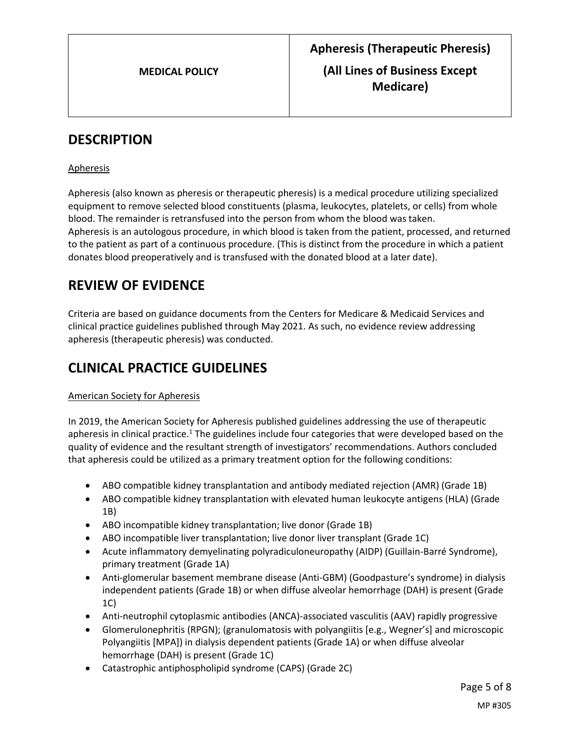| MEDICAL POLICY | Apheresis (Therapeutic Pheresis) (All Lines of Business Except Medicare) |
| --- | --- |

## DESCRIPTION

Apheresis

Apheresis (also known as pheresis or therapeutic pheresis) is a medical procedure utilizing specialized equipment to remove selected blood constituents (plasma, leukocytes, platelets, or cells) from whole blood. The remainder is retransfused into the person from whom the blood was taken.
Apheresis is an autologous procedure, in which blood is taken from the patient, processed, and returned to the patient as part of a continuous procedure. (This is distinct from the procedure in which a patient donates blood preoperatively and is transfused with the donated blood at a later date).

## REVIEW OF EVIDENCE

Criteria are based on guidance documents from the Centers for Medicare & Medicaid Services and clinical practice guidelines published through May 2021. As such, no evidence review addressing apheresis (therapeutic pheresis) was conducted.

## CLINICAL PRACTICE GUIDELINES

American Society for Apheresis

In 2019, the American Society for Apheresis published guidelines addressing the use of therapeutic apheresis in clinical practice.[1] The guidelines include four categories that were developed based on the quality of evidence and the resultant strength of investigators' recommendations. Authors concluded that apheresis could be utilized as a primary treatment option for the following conditions:

- ABO compatible kidney transplantation and antibody mediated rejection (AMR) (Grade 1B)
- ABO compatible kidney transplantation with elevated human leukocyte antigens (HLA) (Grade 1B)
- ABO incompatible kidney transplantation; live donor (Grade 1B)
- ABO incompatible liver transplantation; live donor liver transplant (Grade 1C)
- Acute inflammatory demyelinating polyradiculoneuropathy (AIDP) (Guillain-Barré Syndrome), primary treatment (Grade 1A)
- Anti-glomerular basement membrane disease (Anti-GBM) (Goodpasture's syndrome) in dialysis independent patients (Grade 1B) or when diffuse alveolar hemorrhage (DAH) is present (Grade 1C)
- Anti-neutrophil cytoplasmic antibodies (ANCA)-associated vasculitis (AAV) rapidly progressive
- Glomerulonephritis (RPGN); (granulomatosis with polyangiitis [e.g., Wegner's] and microscopic Polyangiitis [MPA]) in dialysis dependent patients (Grade 1A) or when diffuse alveolar hemorrhage (DAH) is present (Grade 1C)
- Catastrophic antiphospholipid syndrome (CAPS) (Grade 2C)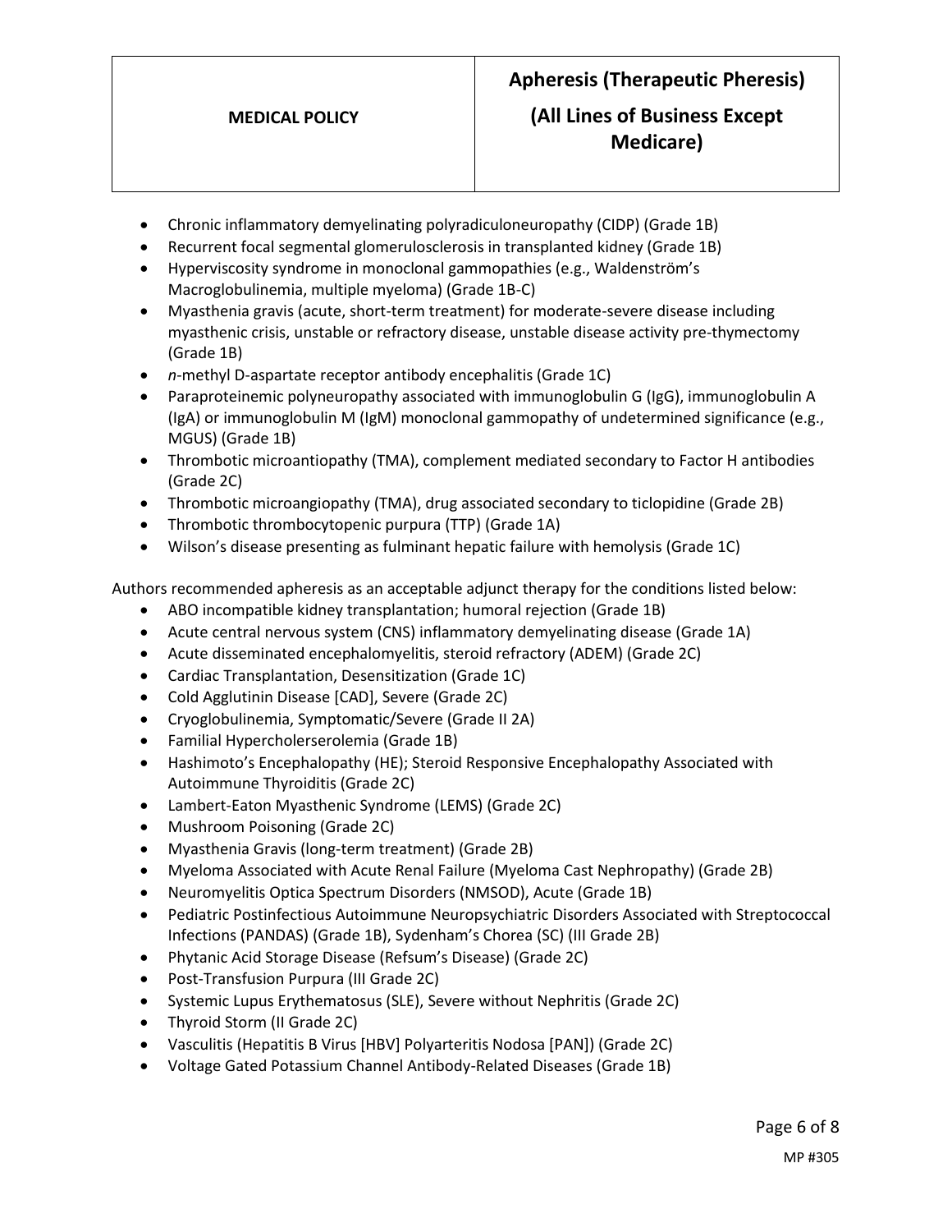- Chronic inflammatory demyelinating polyradiculoneuropathy (CIDP) (Grade 1B)
- Recurrent focal segmental glomerulosclerosis in transplanted kidney (Grade 1B)
- Hyperviscosity syndrome in monoclonal gammopathies (e.g., Waldenström's Macroglobulinemia, multiple myeloma) (Grade 1B-C)
- Myasthenia gravis (acute, short-term treatment) for moderate-severe disease including myasthenic crisis, unstable or refractory disease, unstable disease activity pre-thymectomy (Grade 1B)
- *n*-methyl D-aspartate receptor antibody encephalitis (Grade 1C)
- Paraproteinemic polyneuropathy associated with immunoglobulin G (IgG), immunoglobulin A (IgA) or immunoglobulin M (IgM) monoclonal gammopathy of undetermined significance (e.g., MGUS) (Grade 1B)
- Thrombotic microantiopathy (TMA), complement mediated secondary to Factor H antibodies (Grade 2C)
- Thrombotic microangiopathy (TMA), drug associated secondary to ticlopidine (Grade 2B)
- Thrombotic thrombocytopenic purpura (TTP) (Grade 1A)
- Wilson's disease presenting as fulminant hepatic failure with hemolysis (Grade 1C)

Authors recommended apheresis as an acceptable adjunct therapy for the conditions listed below:

- ABO incompatible kidney transplantation; humoral rejection (Grade 1B)
- Acute central nervous system (CNS) inflammatory demyelinating disease (Grade 1A)
- Acute disseminated encephalomyelitis, steroid refractory (ADEM) (Grade 2C)
- Cardiac Transplantation, Desensitization (Grade 1C)
- Cold Agglutinin Disease [CAD], Severe (Grade 2C)
- Cryoglobulinemia, Symptomatic/Severe (Grade II 2A)
- Familial Hypercholerserolemia (Grade 1B)
- Hashimoto's Encephalopathy (HE); Steroid Responsive Encephalopathy Associated with Autoimmune Thyroiditis (Grade 2C)
- Lambert-Eaton Myasthenic Syndrome (LEMS) (Grade 2C)
- Mushroom Poisoning (Grade 2C)
- Myasthenia Gravis (long-term treatment) (Grade 2B)
- Myeloma Associated with Acute Renal Failure (Myeloma Cast Nephropathy) (Grade 2B)
- Neuromyelitis Optica Spectrum Disorders (NMSOD), Acute (Grade 1B)
- Pediatric Postinfectious Autoimmune Neuropsychiatric Disorders Associated with Streptococcal Infections (PANDAS) (Grade 1B), Sydenham's Chorea (SC) (III Grade 2B)
- Phytanic Acid Storage Disease (Refsum's Disease) (Grade 2C)
- Post-Transfusion Purpura (III Grade 2C)
- Systemic Lupus Erythematosus (SLE), Severe without Nephritis (Grade 2C)
- Thyroid Storm (II Grade 2C)
- Vasculitis (Hepatitis B Virus [HBV] Polyarteritis Nodosa [PAN]) (Grade 2C)
- Voltage Gated Potassium Channel Antibody-Related Diseases (Grade 1B)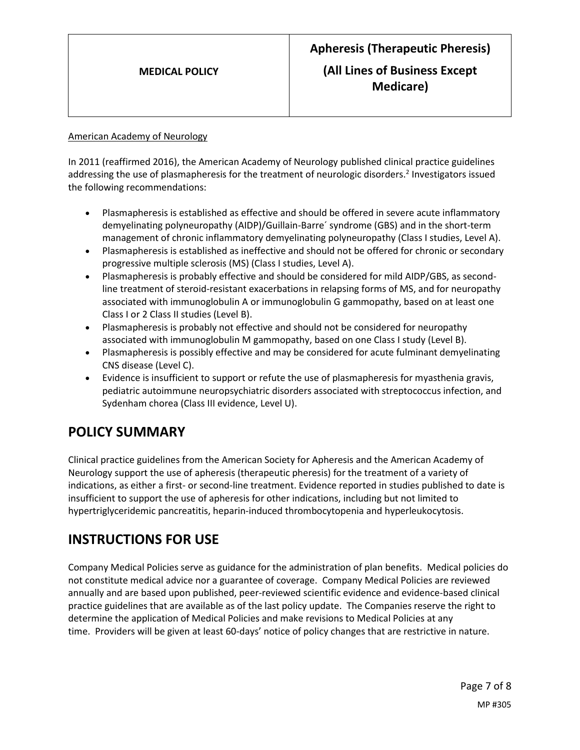American Academy of Neurology

In 2011 (reaffirmed 2016), the American Academy of Neurology published clinical practice guidelines addressing the use of plasmapheresis for the treatment of neurologic disorders.[2] Investigators issued the following recommendations:

- Plasmapheresis is established as effective and should be offered in severe acute inflammatory demyelinating polyneuropathy (AIDP)/Guillain-Barre´ syndrome (GBS) and in the short-term management of chronic inflammatory demyelinating polyneuropathy (Class I studies, Level A).
- Plasmapheresis is established as ineffective and should not be offered for chronic or secondary progressive multiple sclerosis (MS) (Class I studies, Level A).
- Plasmapheresis is probably effective and should be considered for mild AIDP/GBS, as second-line treatment of steroid-resistant exacerbations in relapsing forms of MS, and for neuropathy associated with immunoglobulin A or immunoglobulin G gammopathy, based on at least one Class I or 2 Class II studies (Level B).
- Plasmapheresis is probably not effective and should not be considered for neuropathy associated with immunoglobulin M gammopathy, based on one Class I study (Level B).
- Plasmapheresis is possibly effective and may be considered for acute fulminant demyelinating CNS disease (Level C).
- Evidence is insufficient to support or refute the use of plasmapheresis for myasthenia gravis, pediatric autoimmune neuropsychiatric disorders associated with streptococcus infection, and Sydenham chorea (Class III evidence, Level U).

# POLICY SUMMARY

Clinical practice guidelines from the American Society for Apheresis and the American Academy of Neurology support the use of apheresis (therapeutic pheresis) for the treatment of a variety of indications, as either a first- or second-line treatment. Evidence reported in studies published to date is insufficient to support the use of apheresis for other indications, including but not limited to hypertriglyceridemic pancreatitis, heparin-induced thrombocytopenia and hyperleukocytosis.

# INSTRUCTIONS FOR USE

Company Medical Policies serve as guidance for the administration of plan benefits. Medical policies do not constitute medical advice nor a guarantee of coverage. Company Medical Policies are reviewed annually and are based upon published, peer-reviewed scientific evidence and evidence-based clinical practice guidelines that are available as of the last policy update. The Companies reserve the right to determine the application of Medical Policies and make revisions to Medical Policies at any time. Providers will be given at least 60-days' notice of policy changes that are restrictive in nature.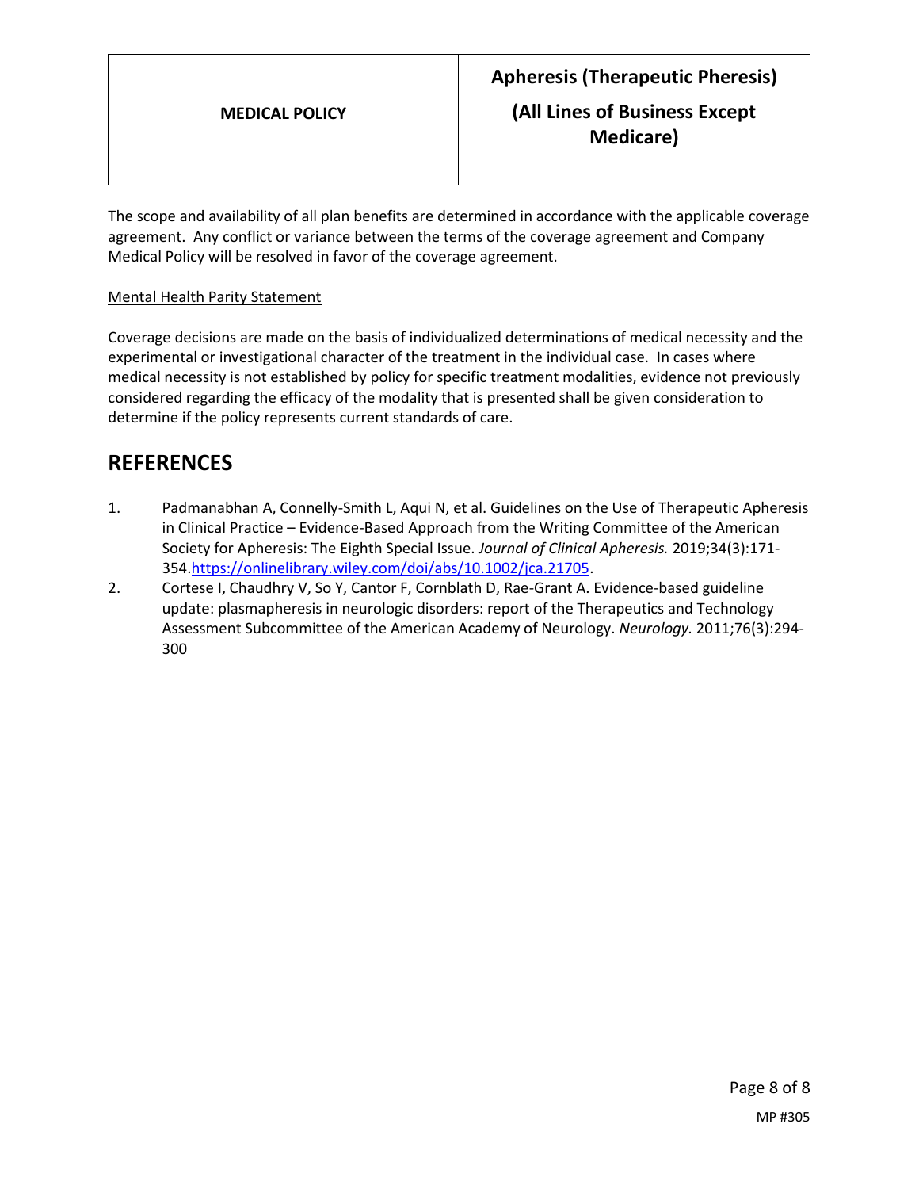The scope and availability of all plan benefits are determined in accordance with the applicable coverage agreement. Any conflict or variance between the terms of the coverage agreement and Company Medical Policy will be resolved in favor of the coverage agreement.

Mental Health Parity Statement

Coverage decisions are made on the basis of individualized determinations of medical necessity and the experimental or investigational character of the treatment in the individual case. In cases where medical necessity is not established by policy for specific treatment modalities, evidence not previously considered regarding the efficacy of the modality that is presented shall be given consideration to determine if the policy represents current standards of care.

## REFERENCES

1. Padmanabhan A, Connelly-Smith L, Aqui N, et al. Guidelines on the Use of Therapeutic Apheresis in Clinical Practice – Evidence-Based Approach from the Writing Committee of the American Society for Apheresis: The Eighth Special Issue. *Journal of Clinical Apheresis.* 2019;34(3):171-354.https://onlinelibrary.wiley.com/doi/abs/10.1002/jca.21705.
2. Cortese I, Chaudhry V, So Y, Cantor F, Cornblath D, Rae-Grant A. Evidence-based guideline update: plasmapheresis in neurologic disorders: report of the Therapeutics and Technology Assessment Subcommittee of the American Academy of Neurology. *Neurology.* 2011;76(3):294-300